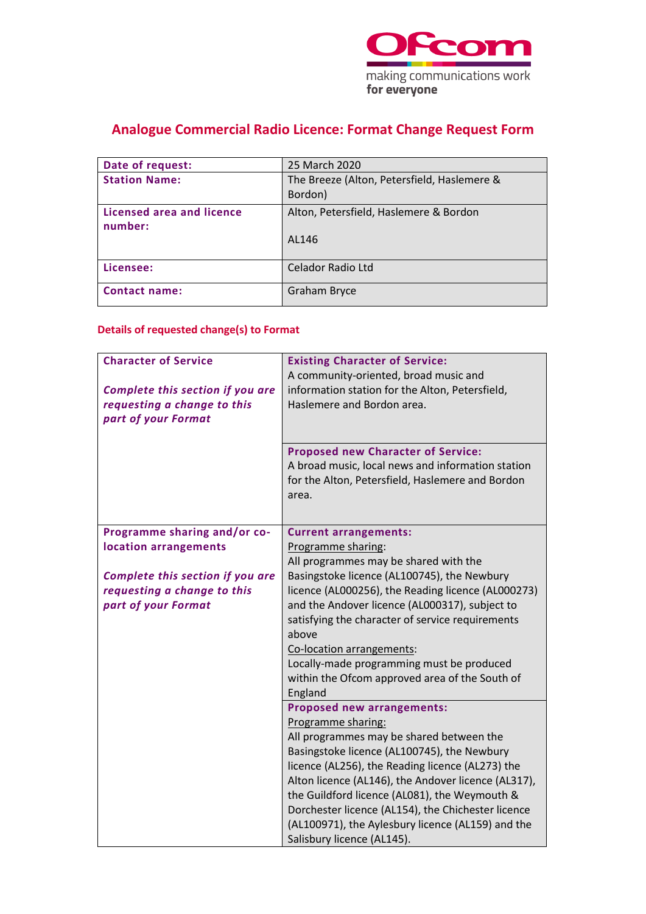# Analogue Commercial Radio Licence: Format Change Request Form

| | |
|---|---|
| **Date of request:** | 25 March 2020 |
| **Station Name:** | The Breeze (Alton, Petersfield, Haslemere & Bordon) |
| **Licensed area and licence number:** | Alton, Petersfield, Haslemere & Bordon<br><br>AL146 |
| **Licensee:** | Celador Radio Ltd |
| **Contact name:** | Graham Bryce |

## Details of requested change(s) to Format

| | |
|---|---|
| **Character of Service**<br><br>***Complete this section if you are requesting a change to this part of your Format*** | **Existing Character of Service:**<br>A community-oriented, broad music and information station for the Alton, Petersfield, Haslemere and Bordon area. |
| | **Proposed new Character of Service:**<br>A broad music, local news and information station for the Alton, Petersfield, Haslemere and Bordon area. |
| **Programme sharing and/or co-location arrangements**<br><br>***Complete this section if you are requesting a change to this part of your Format*** | **Current arrangements:**<br>Programme sharing:<br>All programmes may be shared with the Basingstoke licence (AL100745), the Newbury licence (AL000256), the Reading licence (AL000273) and the Andover licence (AL000317), subject to satisfying the character of service requirements above<br>Co-location arrangements:<br>Locally-made programming must be produced within the Ofcom approved area of the South of England |
| | **Proposed new arrangements:**<br>Programme sharing:<br>All programmes may be shared between the Basingstoke licence (AL100745), the Newbury licence (AL256), the Reading licence (AL273) the Alton licence (AL146), the Andover licence (AL317), the Guildford licence (AL081), the Weymouth & Dorchester licence (AL154), the Chichester licence (AL100971), the Aylesbury licence (AL159) and the Salisbury licence (AL145). |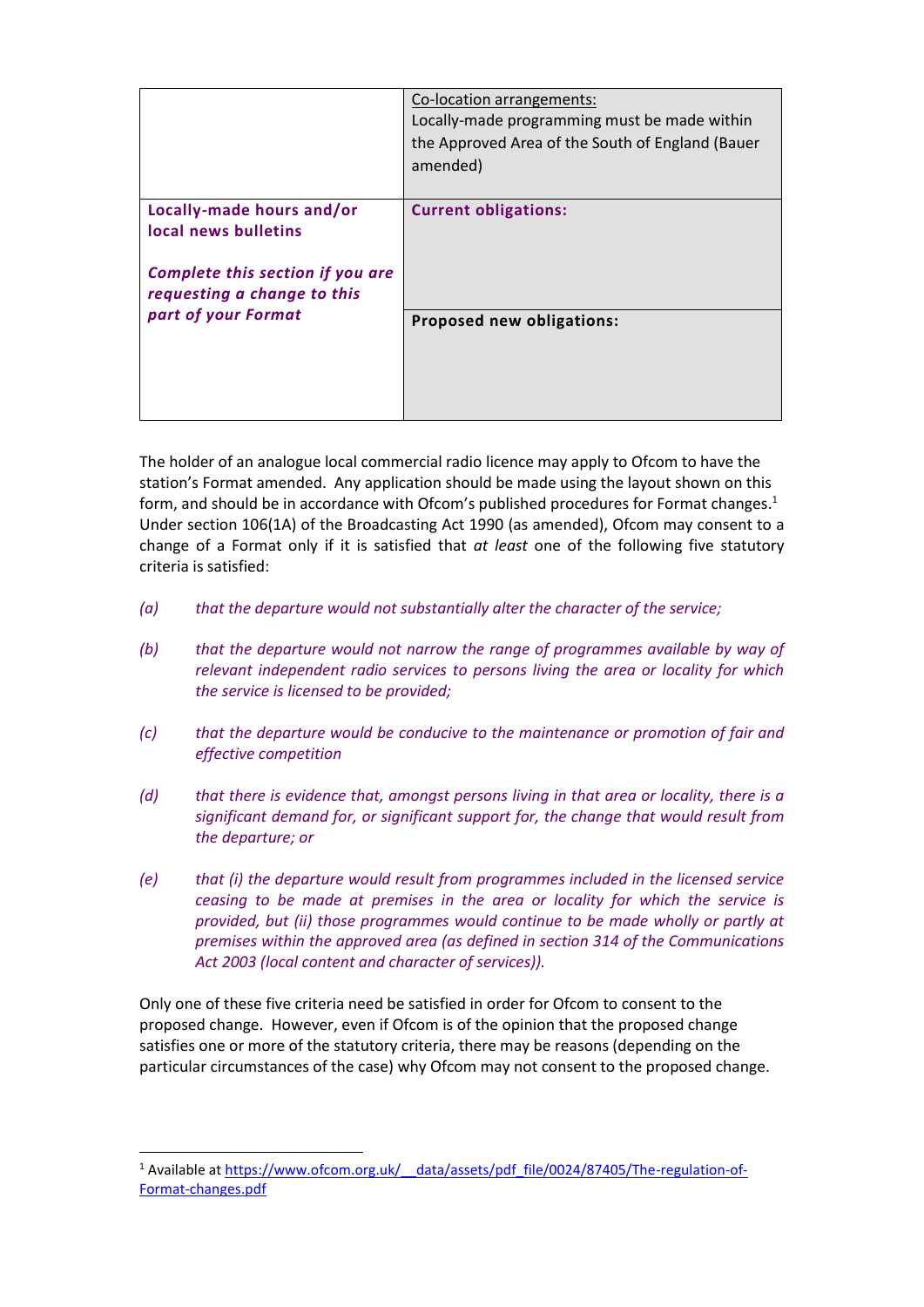| | |
|---|---|
| | Co-location arrangements:<br>Locally-made programming must be made within the Approved Area of the South of England (Bauer amended) |
| **Locally-made hours and/or local news bulletins**<br><br>***Complete this section if you are requesting a change to this part of your Format*** | **Current obligations:** |
| | **Proposed new obligations:** |

The holder of an analogue local commercial radio licence may apply to Ofcom to have the station's Format amended. Any application should be made using the layout shown on this form, and should be in accordance with Ofcom's published procedures for Format changes.[1] Under section 106(1A) of the Broadcasting Act 1990 (as amended), Ofcom may consent to a change of a Format only if it is satisfied that *at least* one of the following five statutory criteria is satisfied:

*(a)* *that the departure would not substantially alter the character of the service;*

*(b)* *that the departure would not narrow the range of programmes available by way of relevant independent radio services to persons living the area or locality for which the service is licensed to be provided;*

*(c)* *that the departure would be conducive to the maintenance or promotion of fair and effective competition*

*(d)* *that there is evidence that, amongst persons living in that area or locality, there is a significant demand for, or significant support for, the change that would result from the departure; or*

*(e)* *that (i) the departure would result from programmes included in the licensed service ceasing to be made at premises in the area or locality for which the service is provided, but (ii) those programmes would continue to be made wholly or partly at premises within the approved area (as defined in section 314 of the Communications Act 2003 (local content and character of services)).*

Only one of these five criteria need be satisfied in order for Ofcom to consent to the proposed change. However, even if Ofcom is of the opinion that the proposed change satisfies one or more of the statutory criteria, there may be reasons (depending on the particular circumstances of the case) why Ofcom may not consent to the proposed change.

---

[1] Available at https://www.ofcom.org.uk/__data/assets/pdf_file/0024/87405/The-regulation-of-Format-changes.pdf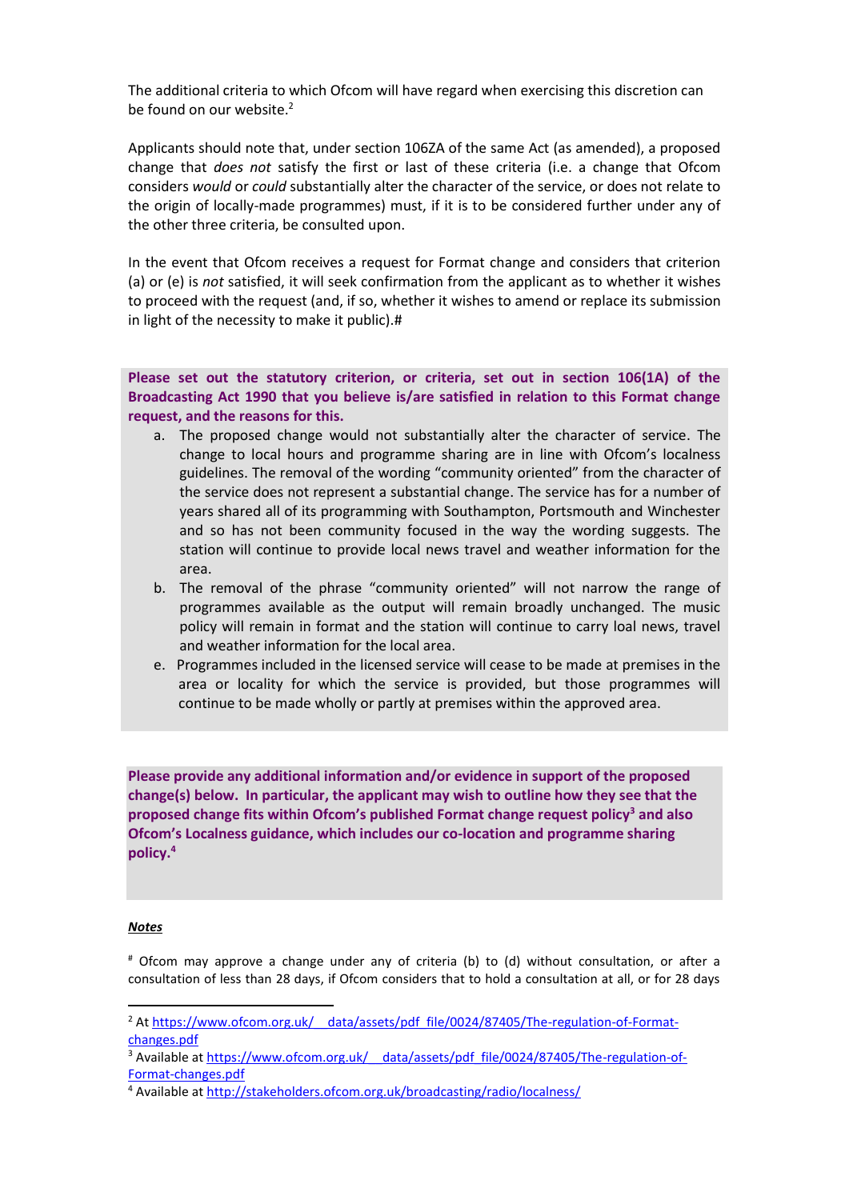The additional criteria to which Ofcom will have regard when exercising this discretion can be found on our website.[2]

Applicants should note that, under section 106ZA of the same Act (as amended), a proposed change that *does not* satisfy the first or last of these criteria (i.e. a change that Ofcom considers *would* or *could* substantially alter the character of the service, or does not relate to the origin of locally-made programmes) must, if it is to be considered further under any of the other three criteria, be consulted upon.

In the event that Ofcom receives a request for Format change and considers that criterion (a) or (e) is *not* satisfied, it will seek confirmation from the applicant as to whether it wishes to proceed with the request (and, if so, whether it wishes to amend or replace its submission in light of the necessity to make it public).#

**Please set out the statutory criterion, or criteria, set out in section 106(1A) of the Broadcasting Act 1990 that you believe is/are satisfied in relation to this Format change request, and the reasons for this.**

a. The proposed change would not substantially alter the character of service. The change to local hours and programme sharing are in line with Ofcom's localness guidelines. The removal of the wording "community oriented" from the character of the service does not represent a substantial change. The service has for a number of years shared all of its programming with Southampton, Portsmouth and Winchester and so has not been community focused in the way the wording suggests. The station will continue to provide local news travel and weather information for the area.

b. The removal of the phrase "community oriented" will not narrow the range of programmes available as the output will remain broadly unchanged. The music policy will remain in format and the station will continue to carry loal news, travel and weather information for the local area.

e. Programmes included in the licensed service will cease to be made at premises in the area or locality for which the service is provided, but those programmes will continue to be made wholly or partly at premises within the approved area.

**Please provide any additional information and/or evidence in support of the proposed change(s) below. In particular, the applicant may wish to outline how they see that the proposed change fits within Ofcom's published Format change request policy[3] and also Ofcom's Localness guidance, which includes our co-location and programme sharing policy.[4]**

***Notes***

# Ofcom may approve a change under any of criteria (b) to (d) without consultation, or after a consultation of less than 28 days, if Ofcom considers that to hold a consultation at all, or for 28 days

[2] At https://www.ofcom.org.uk/__data/assets/pdf_file/0024/87405/The-regulation-of-Format-changes.pdf

[3] Available at https://www.ofcom.org.uk/__data/assets/pdf_file/0024/87405/The-regulation-of-Format-changes.pdf

[4] Available at http://stakeholders.ofcom.org.uk/broadcasting/radio/localness/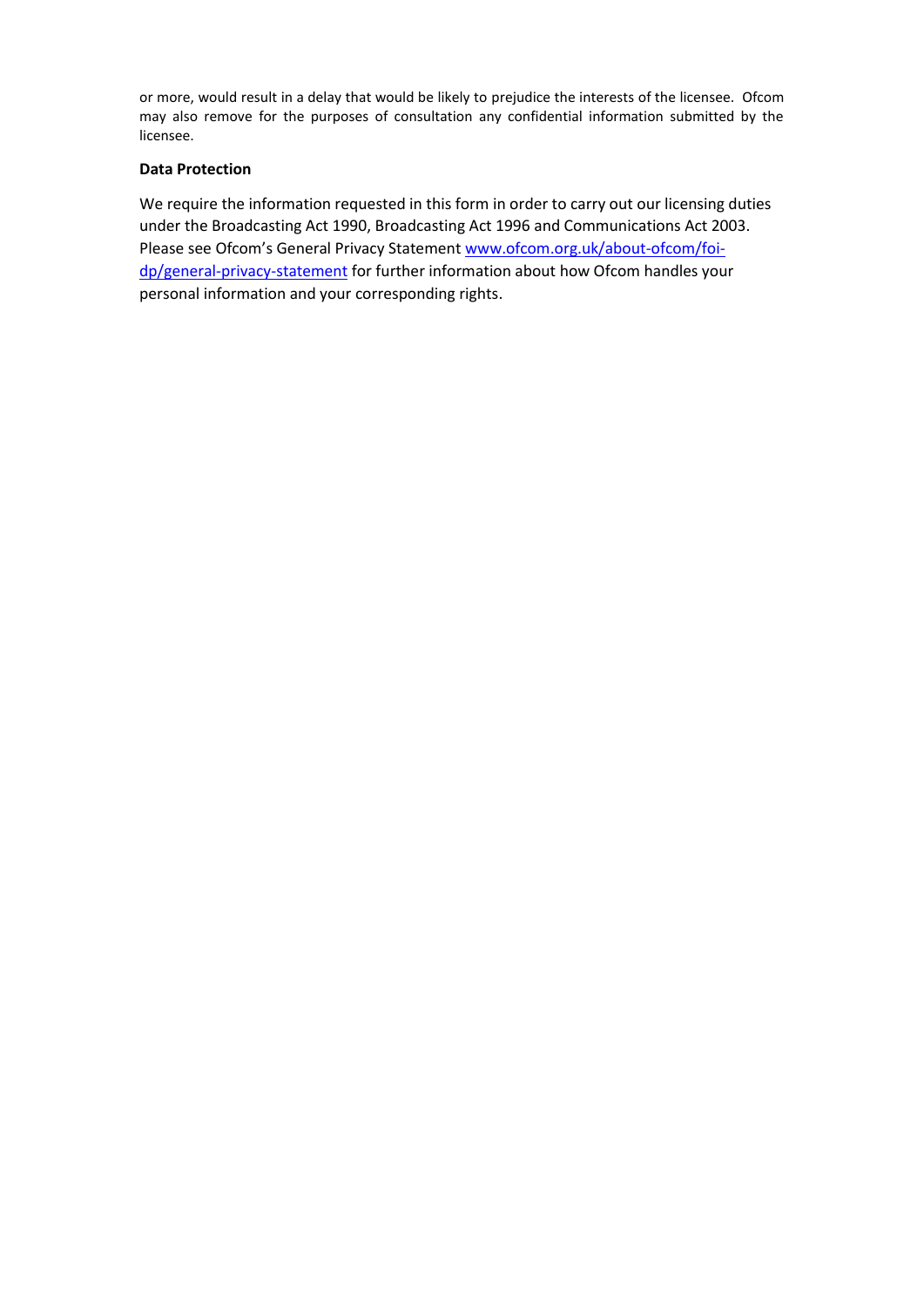or more, would result in a delay that would be likely to prejudice the interests of the licensee. Ofcom may also remove for the purposes of consultation any confidential information submitted by the licensee.

**Data Protection**

We require the information requested in this form in order to carry out our licensing duties under the Broadcasting Act 1990, Broadcasting Act 1996 and Communications Act 2003. Please see Ofcom's General Privacy Statement [www.ofcom.org.uk/about-ofcom/foi-dp/general-privacy-statement](http://www.ofcom.org.uk/about-ofcom/foi-dp/general-privacy-statement) for further information about how Ofcom handles your personal information and your corresponding rights.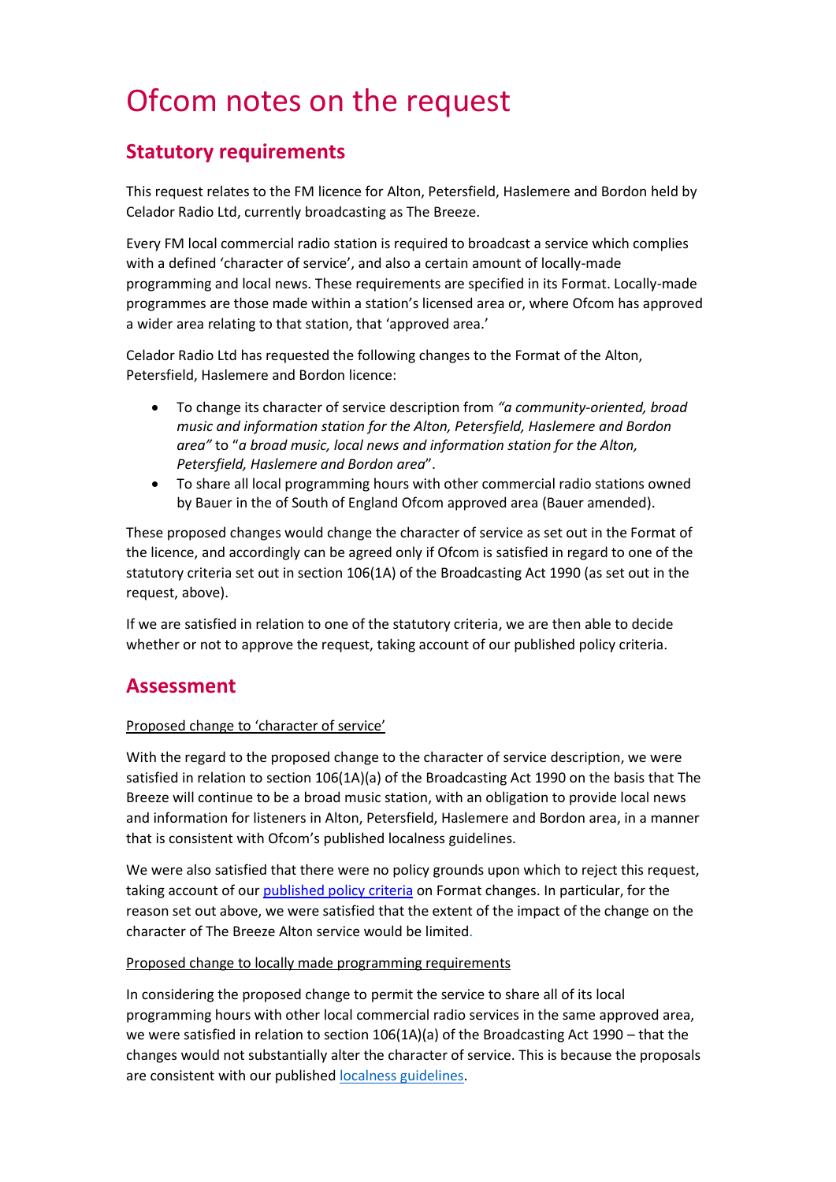# Ofcom notes on the request

## Statutory requirements

This request relates to the FM licence for Alton, Petersfield, Haslemere and Bordon held by Celador Radio Ltd, currently broadcasting as The Breeze.

Every FM local commercial radio station is required to broadcast a service which complies with a defined 'character of service', and also a certain amount of locally-made programming and local news. These requirements are specified in its Format. Locally-made programmes are those made within a station's licensed area or, where Ofcom has approved a wider area relating to that station, that 'approved area.'

Celador Radio Ltd has requested the following changes to the Format of the Alton, Petersfield, Haslemere and Bordon licence:

- To change its character of service description from *"a community-oriented, broad music and information station for the Alton, Petersfield, Haslemere and Bordon area"* to "*a broad music, local news and information station for the Alton, Petersfield, Haslemere and Bordon area*".
- To share all local programming hours with other commercial radio stations owned by Bauer in the of South of England Ofcom approved area (Bauer amended).

These proposed changes would change the character of service as set out in the Format of the licence, and accordingly can be agreed only if Ofcom is satisfied in regard to one of the statutory criteria set out in section 106(1A) of the Broadcasting Act 1990 (as set out in the request, above).

If we are satisfied in relation to one of the statutory criteria, we are then able to decide whether or not to approve the request, taking account of our published policy criteria.

## Assessment

Proposed change to 'character of service'

With the regard to the proposed change to the character of service description, we were satisfied in relation to section 106(1A)(a) of the Broadcasting Act 1990 on the basis that The Breeze will continue to be a broad music station, with an obligation to provide local news and information for listeners in Alton, Petersfield, Haslemere and Bordon area, in a manner that is consistent with Ofcom's published localness guidelines.

We were also satisfied that there were no policy grounds upon which to reject this request, taking account of our [published policy criteria](#) on Format changes. In particular, for the reason set out above, we were satisfied that the extent of the impact of the change on the character of The Breeze Alton service would be limited.

Proposed change to locally made programming requirements

In considering the proposed change to permit the service to share all of its local programming hours with other local commercial radio services in the same approved area, we were satisfied in relation to section 106(1A)(a) of the Broadcasting Act 1990 – that the changes would not substantially alter the character of service. This is because the proposals are consistent with our published [localness guidelines](#).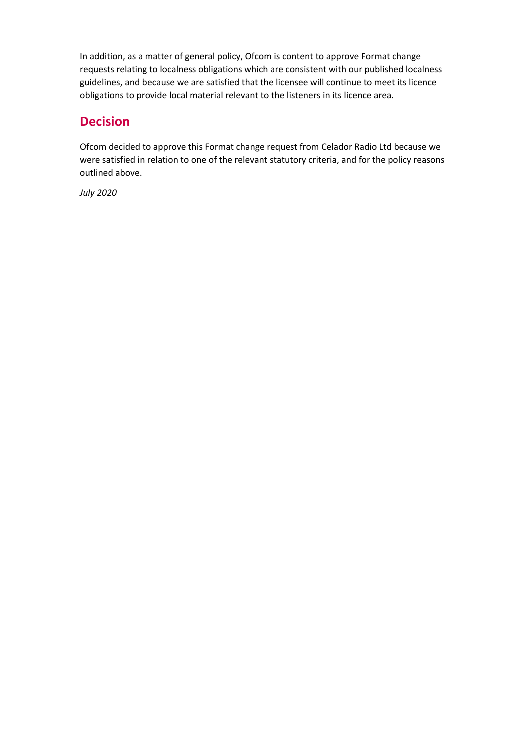In addition, as a matter of general policy, Ofcom is content to approve Format change requests relating to localness obligations which are consistent with our published localness guidelines, and because we are satisfied that the licensee will continue to meet its licence obligations to provide local material relevant to the listeners in its licence area.

## Decision

Ofcom decided to approve this Format change request from Celador Radio Ltd because we were satisfied in relation to one of the relevant statutory criteria, and for the policy reasons outlined above.

*July 2020*